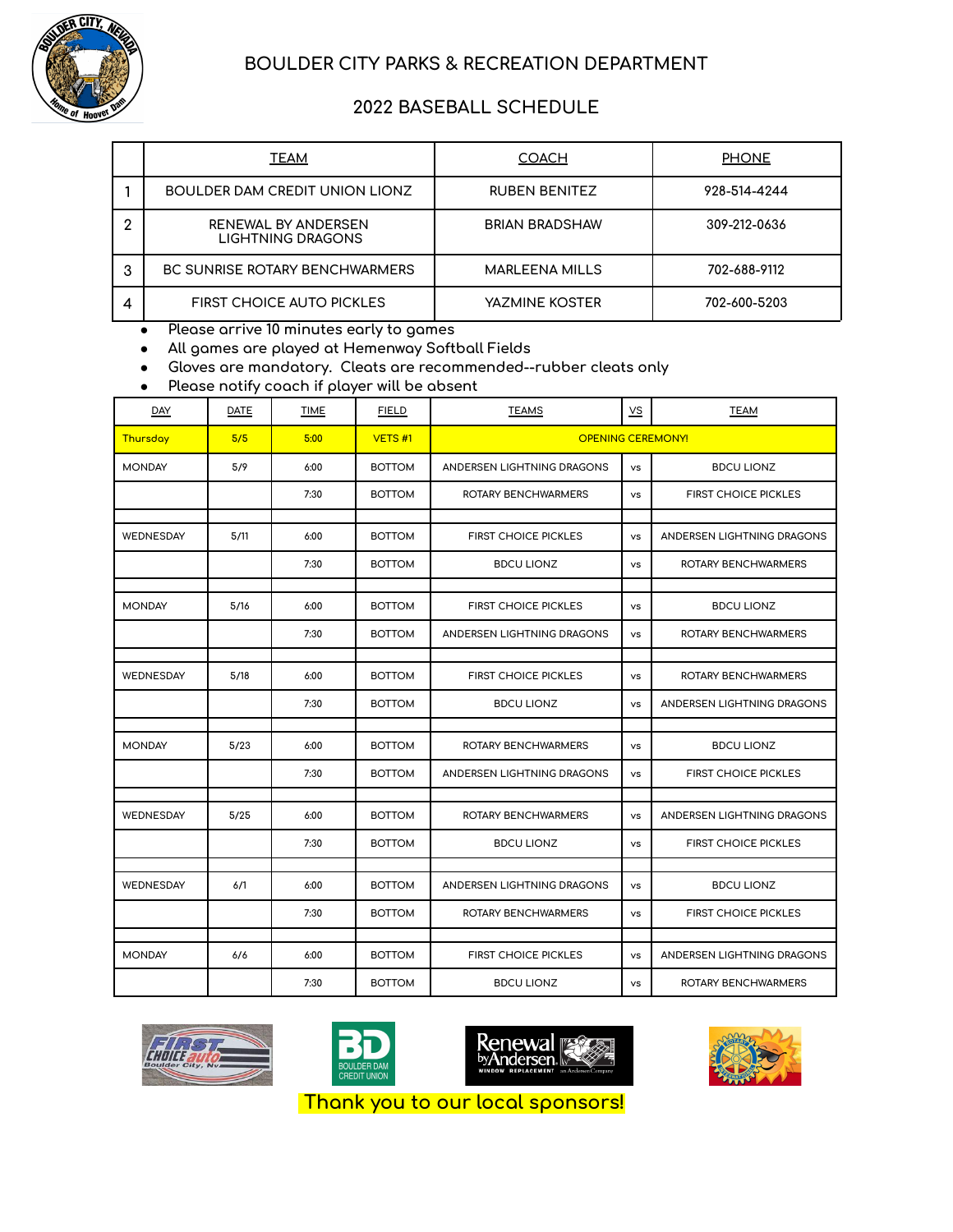# BOULDER CITY PARKS & RECREATION DEPARTMENT

## 2022 BASEBALL SCHEDULE

| | TEAM | COACH | PHONE |
|---|---|---|---|
| 1 | BOULDER DAM CREDIT UNION LIONZ | RUBEN BENITEZ | 928-514-4244 |
| 2 | RENEWAL BY ANDERSEN LIGHTNING DRAGONS | BRIAN BRADSHAW | 309-212-0636 |
| 3 | BC SUNRISE ROTARY BENCHWARMERS | MARLEENA MILLS | 702-688-9112 |
| 4 | FIRST CHOICE AUTO PICKLES | YAZMINE KOSTER | 702-600-5203 |

- Please arrive 10 minutes early to games
- All games are played at Hemenway Softball Fields
- Gloves are mandatory. Cleats are recommended--rubber cleats only
- Please notify coach if player will be absent

| DAY | DATE | TIME | FIELD | TEAMS | VS | TEAM |
|---|---|---|---|---|---|---|
| Thursday | 5/5 | 5:00 | VETS #1 | OPENING CEREMONY! | | |
| MONDAY | 5/9 | 6:00 | BOTTOM | ANDERSEN LIGHTNING DRAGONS | vs | BDCU LIONZ |
| | | 7:30 | BOTTOM | ROTARY BENCHWARMERS | vs | FIRST CHOICE PICKLES |
| | | | | | | |
| WEDNESDAY | 5/11 | 6:00 | BOTTOM | FIRST CHOICE PICKLES | vs | ANDERSEN LIGHTNING DRAGONS |
| | | 7:30 | BOTTOM | BDCU LIONZ | vs | ROTARY BENCHWARMERS |
| | | | | | | |
| MONDAY | 5/16 | 6:00 | BOTTOM | FIRST CHOICE PICKLES | vs | BDCU LIONZ |
| | | 7:30 | BOTTOM | ANDERSEN LIGHTNING DRAGONS | vs | ROTARY BENCHWARMERS |
| | | | | | | |
| WEDNESDAY | 5/18 | 6:00 | BOTTOM | FIRST CHOICE PICKLES | vs | ROTARY BENCHWARMERS |
| | | 7:30 | BOTTOM | BDCU LIONZ | vs | ANDERSEN LIGHTNING DRAGONS |
| | | | | | | |
| MONDAY | 5/23 | 6:00 | BOTTOM | ROTARY BENCHWARMERS | vs | BDCU LIONZ |
| | | 7:30 | BOTTOM | ANDERSEN LIGHTNING DRAGONS | vs | FIRST CHOICE PICKLES |
| | | | | | | |
| WEDNESDAY | 5/25 | 6:00 | BOTTOM | ROTARY BENCHWARMERS | vs | ANDERSEN LIGHTNING DRAGONS |
| | | 7:30 | BOTTOM | BDCU LIONZ | vs | FIRST CHOICE PICKLES |
| | | | | | | |
| WEDNESDAY | 6/1 | 6:00 | BOTTOM | ANDERSEN LIGHTNING DRAGONS | vs | BDCU LIONZ |
| | | 7:30 | BOTTOM | ROTARY BENCHWARMERS | vs | FIRST CHOICE PICKLES |
| | | | | | | |
| MONDAY | 6/6 | 6:00 | BOTTOM | FIRST CHOICE PICKLES | vs | ANDERSEN LIGHTNING DRAGONS |
| | | 7:30 | BOTTOM | BDCU LIONZ | vs | ROTARY BENCHWARMERS |

Thank you to our local sponsors!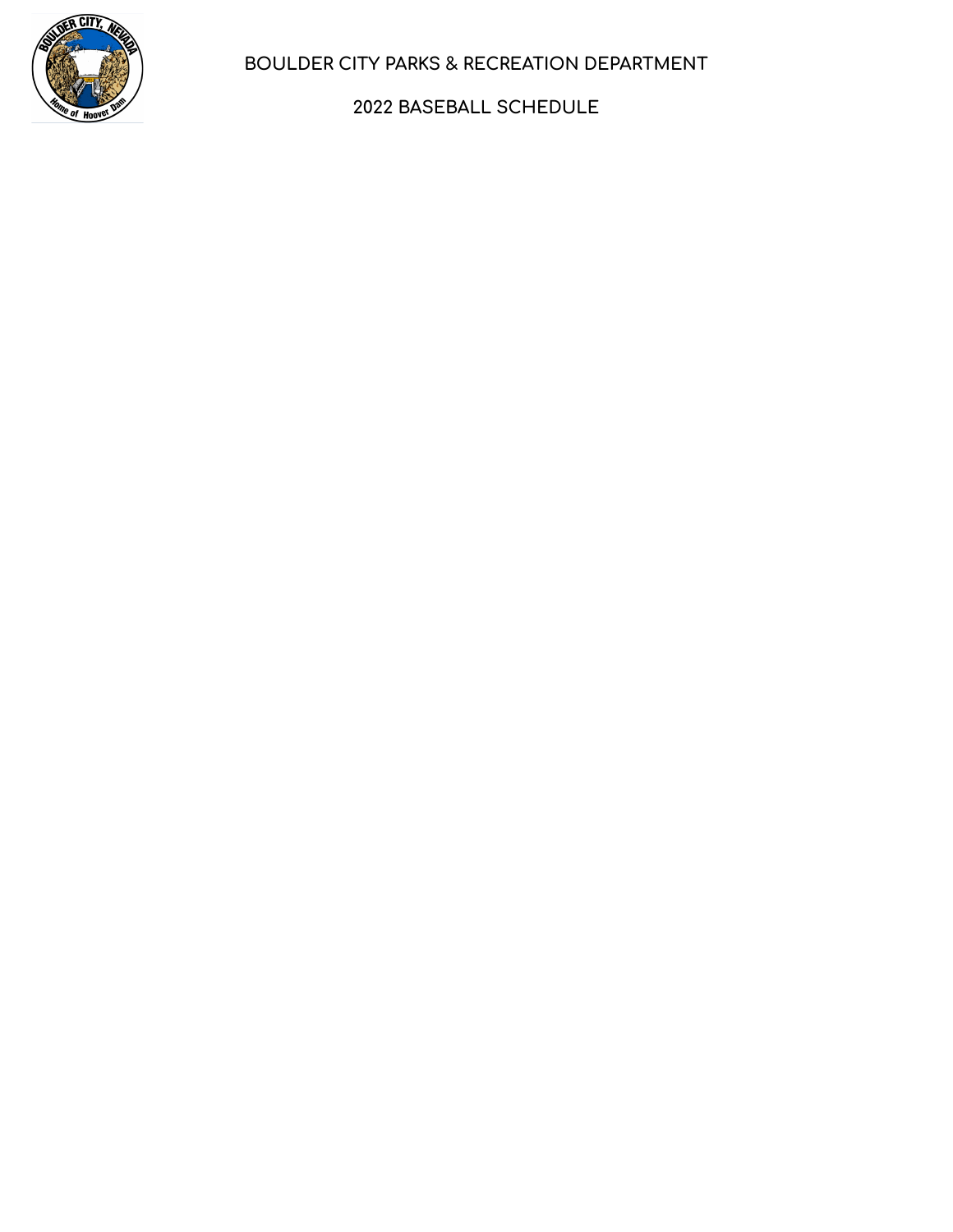# BOULDER CITY PARKS & RECREATION DEPARTMENT

## 2022 BASEBALL SCHEDULE